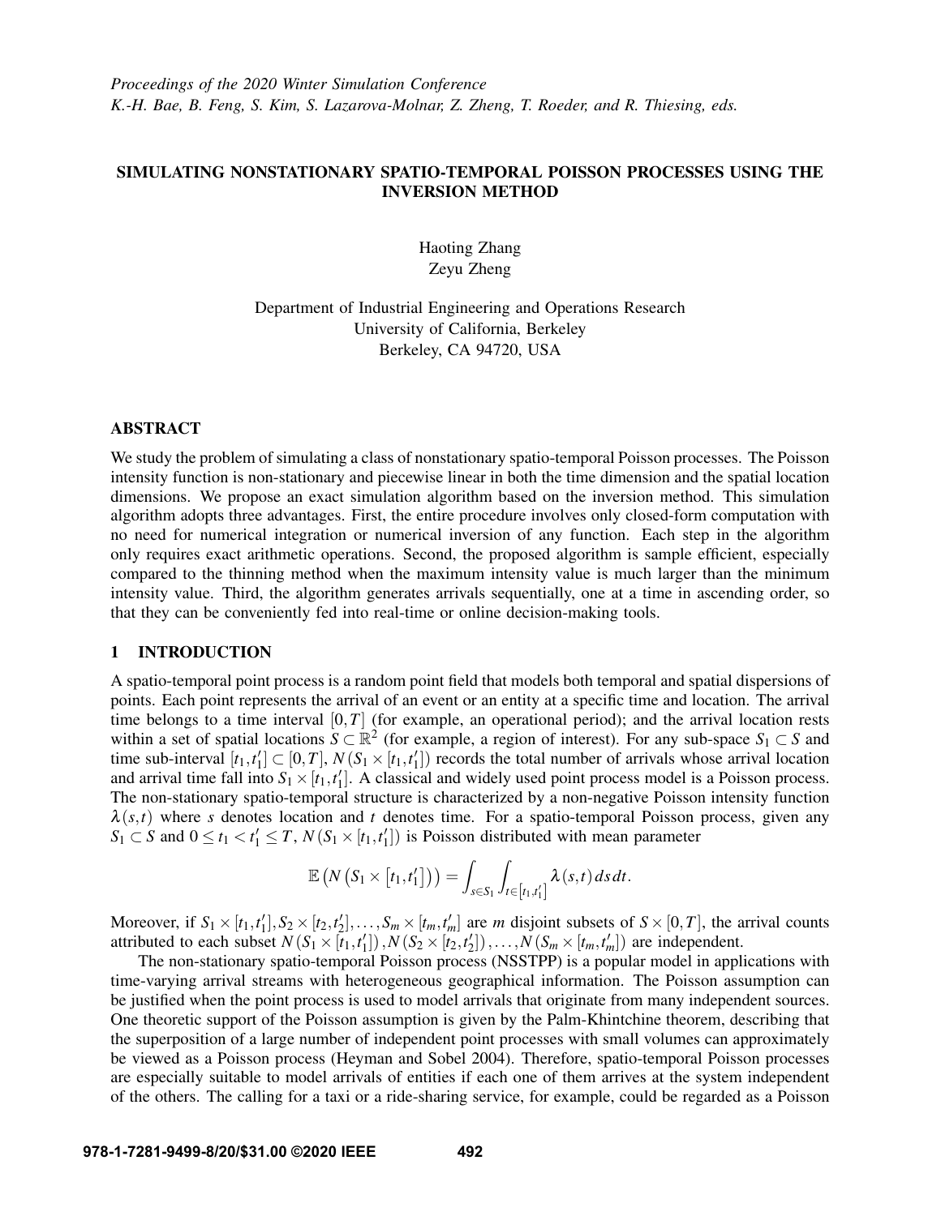Proceedings of the 2020 Winter Simulation Conference
K.-H. Bae, B. Feng, S. Kim, S. Lazarova-Molnar, Z. Zheng, T. Roeder, and R. Thiesing, eds.

# SIMULATING NONSTATIONARY SPATIO-TEMPORAL POISSON PROCESSES USING THE INVERSION METHOD

Haoting Zhang
Zeyu Zheng

Department of Industrial Engineering and Operations Research
University of California, Berkeley
Berkeley, CA 94720, USA

## ABSTRACT

We study the problem of simulating a class of nonstationary spatio-temporal Poisson processes. The Poisson intensity function is non-stationary and piecewise linear in both the time dimension and the spatial location dimensions. We propose an exact simulation algorithm based on the inversion method. This simulation algorithm adopts three advantages. First, the entire procedure involves only closed-form computation with no need for numerical integration or numerical inversion of any function. Each step in the algorithm only requires exact arithmetic operations. Second, the proposed algorithm is sample efficient, especially compared to the thinning method when the maximum intensity value is much larger than the minimum intensity value. Third, the algorithm generates arrivals sequentially, one at a time in ascending order, so that they can be conveniently fed into real-time or online decision-making tools.

## 1 INTRODUCTION

A spatio-temporal point process is a random point field that models both temporal and spatial dispersions of points. Each point represents the arrival of an event or an entity at a specific time and location. The arrival time belongs to a time interval $[0,T]$ (for example, an operational period); and the arrival location rests within a set of spatial locations $S \subset \mathbb{R}^2$ (for example, a region of interest). For any sub-space $S_1 \subset S$ and time sub-interval $[t_1,t_1'] \subset [0,T]$, $N(S_1 \times [t_1,t_1'])$ records the total number of arrivals whose arrival location and arrival time fall into $S_1 \times [t_1,t_1']$. A classical and widely used point process model is a Poisson process. The non-stationary spatio-temporal structure is characterized by a non-negative Poisson intensity function $\lambda(s,t)$ where $s$ denotes location and $t$ denotes time. For a spatio-temporal Poisson process, given any $S_1 \subset S$ and $0 \le t_1 < t_1' \le T$, $N(S_1 \times [t_1,t_1'])$ is Poisson distributed with mean parameter

$$\mathbb{E}\left(N\left(S_1 \times \left[t_1,t_1'\right]\right)\right) = \int_{s \in S_1} \int_{t \in \left[t_1,t_1'\right]} \lambda(s,t)\, ds\, dt.$$

Moreover, if $S_1 \times [t_1,t_1'], S_2 \times [t_2,t_2'], \ldots, S_m \times [t_m,t_m']$ are $m$ disjoint subsets of $S \times [0,T]$, the arrival counts attributed to each subset $N(S_1 \times [t_1,t_1']), N(S_2 \times [t_2,t_2']), \ldots, N(S_m \times [t_m,t_m'])$ are independent.

The non-stationary spatio-temporal Poisson process (NSSTPP) is a popular model in applications with time-varying arrival streams with heterogeneous geographical information. The Poisson assumption can be justified when the point process is used to model arrivals that originate from many independent sources. One theoretic support of the Poisson assumption is given by the Palm-Khintchine theorem, describing that the superposition of a large number of independent point processes with small volumes can approximately be viewed as a Poisson process (Heyman and Sobel 2004). Therefore, spatio-temporal Poisson processes are especially suitable to model arrivals of entities if each one of them arrives at the system independent of the others. The calling for a taxi or a ride-sharing service, for example, could be regarded as a Poisson

978-1-7281-9499-8/20/$31.00 ©2020 IEEE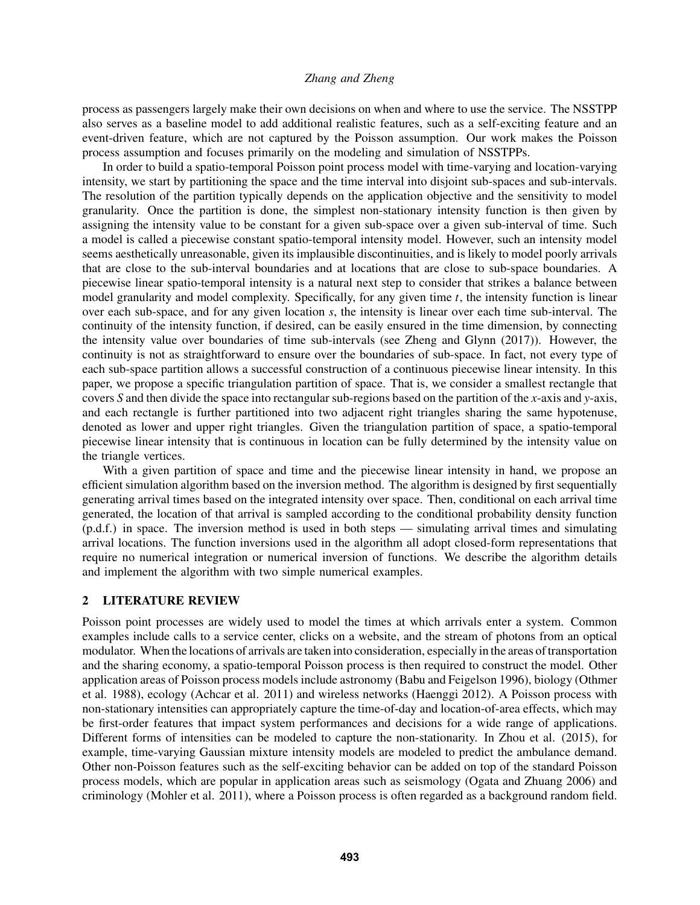process as passengers largely make their own decisions on when and where to use the service. The NSSTPP also serves as a baseline model to add additional realistic features, such as a self-exciting feature and an event-driven feature, which are not captured by the Poisson assumption. Our work makes the Poisson process assumption and focuses primarily on the modeling and simulation of NSSTPPs.

In order to build a spatio-temporal Poisson point process model with time-varying and location-varying intensity, we start by partitioning the space and the time interval into disjoint sub-spaces and sub-intervals. The resolution of the partition typically depends on the application objective and the sensitivity to model granularity. Once the partition is done, the simplest non-stationary intensity function is then given by assigning the intensity value to be constant for a given sub-space over a given sub-interval of time. Such a model is called a piecewise constant spatio-temporal intensity model. However, such an intensity model seems aesthetically unreasonable, given its implausible discontinuities, and is likely to model poorly arrivals that are close to the sub-interval boundaries and at locations that are close to sub-space boundaries. A piecewise linear spatio-temporal intensity is a natural next step to consider that strikes a balance between model granularity and model complexity. Specifically, for any given time $t$, the intensity function is linear over each sub-space, and for any given location $s$, the intensity is linear over each time sub-interval. The continuity of the intensity function, if desired, can be easily ensured in the time dimension, by connecting the intensity value over boundaries of time sub-intervals (see Zheng and Glynn (2017)). However, the continuity is not as straightforward to ensure over the boundaries of sub-space. In fact, not every type of each sub-space partition allows a successful construction of a continuous piecewise linear intensity. In this paper, we propose a specific triangulation partition of space. That is, we consider a smallest rectangle that covers $S$ and then divide the space into rectangular sub-regions based on the partition of the $x$-axis and $y$-axis, and each rectangle is further partitioned into two adjacent right triangles sharing the same hypotenuse, denoted as lower and upper right triangles. Given the triangulation partition of space, a spatio-temporal piecewise linear intensity that is continuous in location can be fully determined by the intensity value on the triangle vertices.

With a given partition of space and time and the piecewise linear intensity in hand, we propose an efficient simulation algorithm based on the inversion method. The algorithm is designed by first sequentially generating arrival times based on the integrated intensity over space. Then, conditional on each arrival time generated, the location of that arrival is sampled according to the conditional probability density function (p.d.f.) in space. The inversion method is used in both steps — simulating arrival times and simulating arrival locations. The function inversions used in the algorithm all adopt closed-form representations that require no numerical integration or numerical inversion of functions. We describe the algorithm details and implement the algorithm with two simple numerical examples.

## 2 LITERATURE REVIEW

Poisson point processes are widely used to model the times at which arrivals enter a system. Common examples include calls to a service center, clicks on a website, and the stream of photons from an optical modulator. When the locations of arrivals are taken into consideration, especially in the areas of transportation and the sharing economy, a spatio-temporal Poisson process is then required to construct the model. Other application areas of Poisson process models include astronomy (Babu and Feigelson 1996), biology (Othmer et al. 1988), ecology (Achcar et al. 2011) and wireless networks (Haenggi 2012). A Poisson process with non-stationary intensities can appropriately capture the time-of-day and location-of-area effects, which may be first-order features that impact system performances and decisions for a wide range of applications. Different forms of intensities can be modeled to capture the non-stationarity. In Zhou et al. (2015), for example, time-varying Gaussian mixture intensity models are modeled to predict the ambulance demand. Other non-Poisson features such as the self-exciting behavior can be added on top of the standard Poisson process models, which are popular in application areas such as seismology (Ogata and Zhuang 2006) and criminology (Mohler et al. 2011), where a Poisson process is often regarded as a background random field.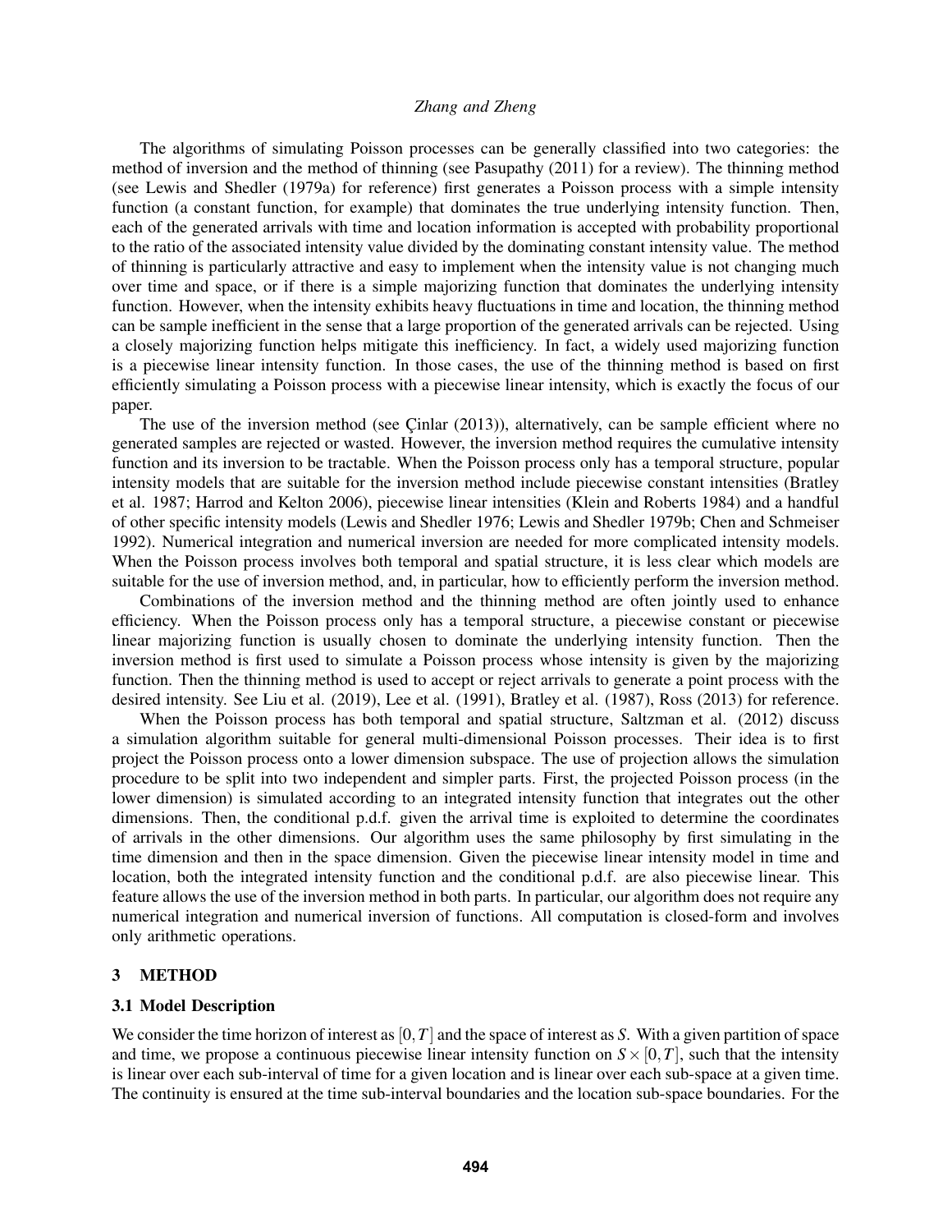The algorithms of simulating Poisson processes can be generally classified into two categories: the method of inversion and the method of thinning (see Pasupathy (2011) for a review). The thinning method (see Lewis and Shedler (1979a) for reference) first generates a Poisson process with a simple intensity function (a constant function, for example) that dominates the true underlying intensity function. Then, each of the generated arrivals with time and location information is accepted with probability proportional to the ratio of the associated intensity value divided by the dominating constant intensity value. The method of thinning is particularly attractive and easy to implement when the intensity value is not changing much over time and space, or if there is a simple majorizing function that dominates the underlying intensity function. However, when the intensity exhibits heavy fluctuations in time and location, the thinning method can be sample inefficient in the sense that a large proportion of the generated arrivals can be rejected. Using a closely majorizing function helps mitigate this inefficiency. In fact, a widely used majorizing function is a piecewise linear intensity function. In those cases, the use of the thinning method is based on first efficiently simulating a Poisson process with a piecewise linear intensity, which is exactly the focus of our paper.

The use of the inversion method (see Çinlar (2013)), alternatively, can be sample efficient where no generated samples are rejected or wasted. However, the inversion method requires the cumulative intensity function and its inversion to be tractable. When the Poisson process only has a temporal structure, popular intensity models that are suitable for the inversion method include piecewise constant intensities (Bratley et al. 1987; Harrod and Kelton 2006), piecewise linear intensities (Klein and Roberts 1984) and a handful of other specific intensity models (Lewis and Shedler 1976; Lewis and Shedler 1979b; Chen and Schmeiser 1992). Numerical integration and numerical inversion are needed for more complicated intensity models. When the Poisson process involves both temporal and spatial structure, it is less clear which models are suitable for the use of inversion method, and, in particular, how to efficiently perform the inversion method.

Combinations of the inversion method and the thinning method are often jointly used to enhance efficiency. When the Poisson process only has a temporal structure, a piecewise constant or piecewise linear majorizing function is usually chosen to dominate the underlying intensity function. Then the inversion method is first used to simulate a Poisson process whose intensity is given by the majorizing function. Then the thinning method is used to accept or reject arrivals to generate a point process with the desired intensity. See Liu et al. (2019), Lee et al. (1991), Bratley et al. (1987), Ross (2013) for reference.

When the Poisson process has both temporal and spatial structure, Saltzman et al. (2012) discuss a simulation algorithm suitable for general multi-dimensional Poisson processes. Their idea is to first project the Poisson process onto a lower dimension subspace. The use of projection allows the simulation procedure to be split into two independent and simpler parts. First, the projected Poisson process (in the lower dimension) is simulated according to an integrated intensity function that integrates out the other dimensions. Then, the conditional p.d.f. given the arrival time is exploited to determine the coordinates of arrivals in the other dimensions. Our algorithm uses the same philosophy by first simulating in the time dimension and then in the space dimension. Given the piecewise linear intensity model in time and location, both the integrated intensity function and the conditional p.d.f. are also piecewise linear. This feature allows the use of the inversion method in both parts. In particular, our algorithm does not require any numerical integration and numerical inversion of functions. All computation is closed-form and involves only arithmetic operations.

## 3 METHOD

### 3.1 Model Description

We consider the time horizon of interest as $[0,T]$ and the space of interest as $S$. With a given partition of space and time, we propose a continuous piecewise linear intensity function on $S \times [0,T]$, such that the intensity is linear over each sub-interval of time for a given location and is linear over each sub-space at a given time. The continuity is ensured at the time sub-interval boundaries and the location sub-space boundaries. For the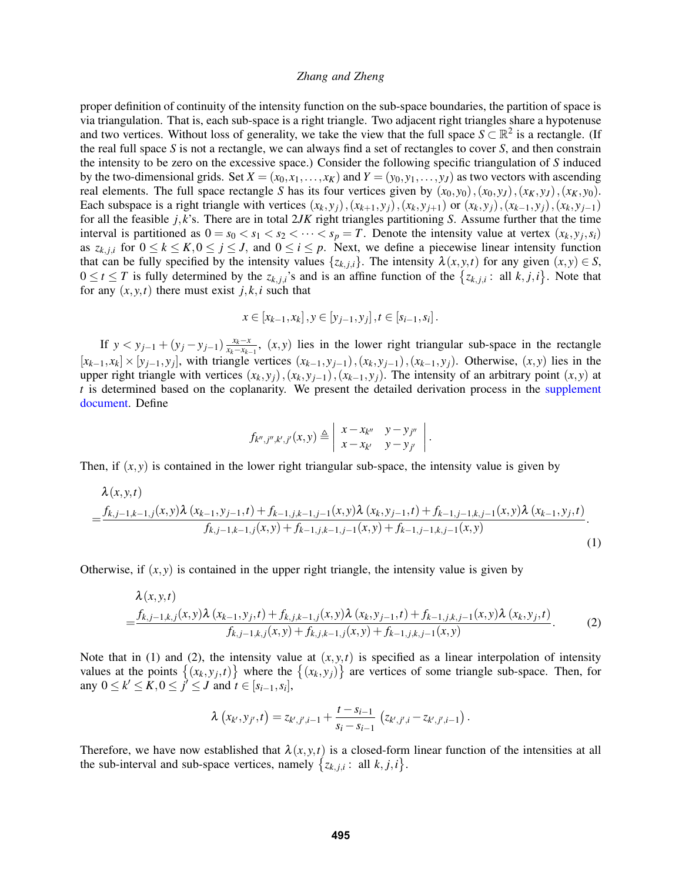proper definition of continuity of the intensity function on the sub-space boundaries, the partition of space is via triangulation. That is, each sub-space is a right triangle. Two adjacent right triangles share a hypotenuse and two vertices. Without loss of generality, we take the view that the full space $S \subset \mathbb{R}^2$ is a rectangle. (If the real full space $S$ is not a rectangle, we can always find a set of rectangles to cover $S$, and then constrain the intensity to be zero on the excessive space.) Consider the following specific triangulation of $S$ induced by the two-dimensional grids. Set $X = (x_0, x_1, \ldots, x_K)$ and $Y = (y_0, y_1, \ldots, y_J)$ as two vectors with ascending real elements. The full space rectangle $S$ has its four vertices given by $(x_0, y_0), (x_0, y_J), (x_K, y_J), (x_K, y_0)$. Each subspace is a right triangle with vertices $(x_k, y_j), (x_{k+1}, y_j), (x_k, y_{j+1})$ or $(x_k, y_j), (x_{k-1}, y_j), (x_k, y_{j-1})$ for all the feasible $j, k$'s. There are in total $2JK$ right triangles partitioning $S$. Assume further that the time interval is partitioned as $0 = s_0 < s_1 < s_2 < \cdots < s_p = T$. Denote the intensity value at vertex $(x_k, y_j, s_i)$ as $z_{k,j,i}$ for $0 \le k \le K, 0 \le j \le J$, and $0 \le i \le p$. Next, we define a piecewise linear intensity function that can be fully specified by the intensity values $\{z_{k,j,i}\}$. The intensity $\lambda(x,y,t)$ for any given $(x,y) \in S$, $0 \le t \le T$ is fully determined by the $z_{k,j,i}$'s and is an affine function of the $\{z_{k,j,i} : \text{ all } k, j, i\}$. Note that for any $(x,y,t)$ there must exist $j, k, i$ such that

$$x \in [x_{k-1}, x_k], y \in [y_{j-1}, y_j], t \in [s_{i-1}, s_i].$$

If $y < y_{j-1} + (y_j - y_{j-1}) \frac{x_k - x}{x_k - x_{k-1}}$, $(x,y)$ lies in the lower right triangular sub-space in the rectangle $[x_{k-1}, x_k] \times [y_{j-1}, y_j]$, with triangle vertices $(x_{k-1}, y_{j-1}), (x_k, y_{j-1}), (x_{k-1}, y_j)$. Otherwise, $(x,y)$ lies in the upper right triangle with vertices $(x_k, y_j), (x_k, y_{j-1}), (x_{k-1}, y_j)$. The intensity of an arbitrary point $(x,y)$ at $t$ is determined based on the coplanarity. We present the detailed derivation process in the supplement document. Define

$$f_{k'',j'',k',j'}(x,y) \triangleq \begin{vmatrix} x - x_{k''} & y - y_{j''} \\ x - x_{k'} & y - y_{j'} \end{vmatrix}.$$

Then, if $(x,y)$ is contained in the lower right triangular sub-space, the intensity value is given by

$$\begin{aligned}
&\lambda(x,y,t) \\
=&\frac{f_{k,j-1,k-1,j}(x,y)\lambda(x_{k-1}, y_{j-1}, t) + f_{k-1,j,k-1,j-1}(x,y)\lambda(x_k, y_{j-1}, t) + f_{k-1,j-1,k,j-1}(x,y)\lambda(x_{k-1}, y_j, t)}{f_{k,j-1,k-1,j}(x,y) + f_{k-1,j,k-1,j-1}(x,y) + f_{k-1,j-1,k,j-1}(x,y)}.
\end{aligned} \tag{1}$$

Otherwise, if $(x,y)$ is contained in the upper right triangle, the intensity value is given by

$$\begin{aligned}
&\lambda(x,y,t) \\
=&\frac{f_{k,j-1,k,j}(x,y)\lambda(x_{k-1}, y_j, t) + f_{k,j,k-1,j}(x,y)\lambda(x_k, y_{j-1}, t) + f_{k-1,j,k,j-1}(x,y)\lambda(x_k, y_j, t)}{f_{k,j-1,k,j}(x,y) + f_{k,j,k-1,j}(x,y) + f_{k-1,j,k,j-1}(x,y)}.
\end{aligned} \tag{2}$$

Note that in (1) and (2), the intensity value at $(x,y,t)$ is specified as a linear interpolation of intensity values at the points $\{(x_k, y_j, t)\}$ where the $\{(x_k, y_j)\}$ are vertices of some triangle sub-space. Then, for any $0 \le k' \le K, 0 \le j' \le J$ and $t \in [s_{i-1}, s_i]$,

$$\lambda(x_{k'}, y_{j'}, t) = z_{k',j',i-1} + \frac{t - s_{i-1}}{s_i - s_{i-1}} \left( z_{k',j',i} - z_{k',j',i-1} \right).$$

Therefore, we have now established that $\lambda(x,y,t)$ is a closed-form linear function of the intensities at all the sub-interval and sub-space vertices, namely $\{z_{k,j,i} : \text{ all } k, j, i\}$.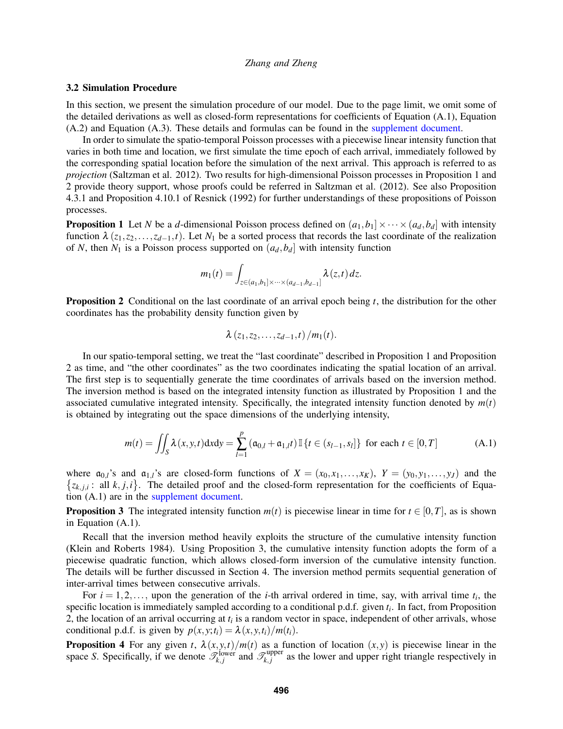### 3.2 Simulation Procedure

In this section, we present the simulation procedure of our model. Due to the page limit, we omit some of the detailed derivations as well as closed-form representations for coefficients of Equation (A.1), Equation (A.2) and Equation (A.3). These details and formulas can be found in the supplement document.

In order to simulate the spatio-temporal Poisson processes with a piecewise linear intensity function that varies in both time and location, we first simulate the time epoch of each arrival, immediately followed by the corresponding spatial location before the simulation of the next arrival. This approach is referred to as *projection* (Saltzman et al. 2012). Two results for high-dimensional Poisson processes in Proposition 1 and 2 provide theory support, whose proofs could be referred in Saltzman et al. (2012). See also Proposition 4.3.1 and Proposition 4.10.1 of Resnick (1992) for further understandings of these propositions of Poisson processes.

**Proposition 1** Let $N$ be a $d$-dimensional Poisson process defined on $(a_1,b_1]\times\cdots\times(a_d,b_d]$ with intensity function $\lambda(z_1,z_2,\ldots,z_{d-1},t)$. Let $N_1$ be a sorted process that records the last coordinate of the realization of $N$, then $N_1$ is a Poisson process supported on $(a_d,b_d]$ with intensity function

$$m_1(t)=\int_{z\in(a_1,b_1]\times\cdots\times(a_{d-1},b_{d-1}]}\lambda(z,t)\,dz.$$

**Proposition 2** Conditional on the last coordinate of an arrival epoch being $t$, the distribution for the other coordinates has the probability density function given by

$$\lambda(z_1,z_2,\ldots,z_{d-1},t)/m_1(t).$$

In our spatio-temporal setting, we treat the "last coordinate" described in Proposition 1 and Proposition 2 as time, and "the other coordinates" as the two coordinates indicating the spatial location of an arrival. The first step is to sequentially generate the time coordinates of arrivals based on the inversion method. The inversion method is based on the integrated intensity function as illustrated by Proposition 1 and the associated cumulative integrated intensity. Specifically, the integrated intensity function denoted by $m(t)$ is obtained by integrating out the space dimensions of the underlying intensity,

$$m(t)=\iint_S\lambda(x,y,t)\mathrm{d}x\mathrm{d}y=\sum_{l=1}^{p}(\mathfrak{a}_{0,l}+\mathfrak{a}_{1,l}t)\,\mathbb{I}\{t\in(s_{l-1},s_l]\}\ \text{ for each } t\in[0,T] \tag{A.1}$$

where $\mathfrak{a}_{0,l}$'s and $\mathfrak{a}_{1,l}$'s are closed-form functions of $X=(x_0,x_1,\ldots,x_K)$, $Y=(y_0,y_1,\ldots,y_J)$ and the $\{z_{k,j,i}:\text{ all } k,j,i\}$. The detailed proof and the closed-form representation for the coefficients of Equation (A.1) are in the supplement document.

**Proposition 3** The integrated intensity function $m(t)$ is piecewise linear in time for $t\in[0,T]$, as is shown in Equation (A.1).

Recall that the inversion method heavily exploits the structure of the cumulative intensity function (Klein and Roberts 1984). Using Proposition 3, the cumulative intensity function adopts the form of a piecewise quadratic function, which allows closed-form inversion of the cumulative intensity function. The details will be further discussed in Section 4. The inversion method permits sequential generation of inter-arrival times between consecutive arrivals.

For $i=1,2,\ldots,$ upon the generation of the $i$-th arrival ordered in time, say, with arrival time $t_i$, the specific location is immediately sampled according to a conditional p.d.f. given $t_i$. In fact, from Proposition 2, the location of an arrival occurring at $t_i$ is a random vector in space, independent of other arrivals, whose conditional p.d.f. is given by $p(x,y;t_i)=\lambda(x,y,t_i)/m(t_i)$.

**Proposition 4** For any given $t$, $\lambda(x,y,t)/m(t)$ as a function of location $(x,y)$ is piecewise linear in the space $S$. Specifically, if we denote $\mathscr{T}_{k,j}^{\text{lower}}$ and $\mathscr{T}_{k,j}^{\text{upper}}$ as the lower and upper right triangle respectively in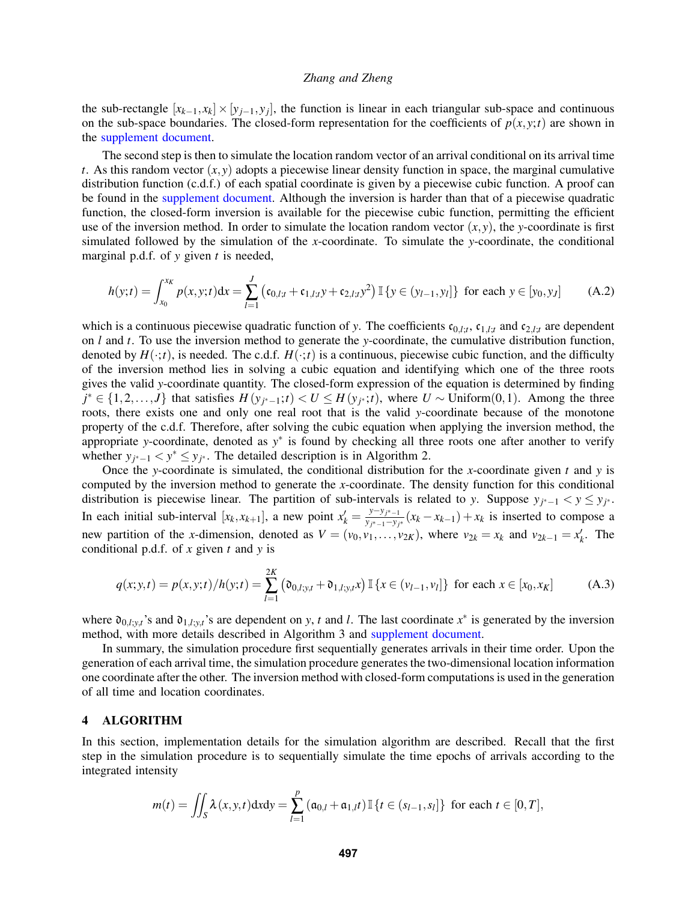the sub-rectangle $[x_{k-1}, x_k] \times [y_{j-1}, y_j]$, the function is linear in each triangular sub-space and continuous on the sub-space boundaries. The closed-form representation for the coefficients of $p(x,y;t)$ are shown in the supplement document.

The second step is then to simulate the location random vector of an arrival conditional on its arrival time $t$. As this random vector $(x,y)$ adopts a piecewise linear density function in space, the marginal cumulative distribution function (c.d.f.) of each spatial coordinate is given by a piecewise cubic function. A proof can be found in the supplement document. Although the inversion is harder than that of a piecewise quadratic function, the closed-form inversion is available for the piecewise cubic function, permitting the efficient use of the inversion method. In order to simulate the location random vector $(x,y)$, the $y$-coordinate is first simulated followed by the simulation of the $x$-coordinate. To simulate the $y$-coordinate, the conditional marginal p.d.f. of $y$ given $t$ is needed,

$$h(y;t) = \int_{x_0}^{x_K} p(x,y;t)\mathrm{d}x = \sum_{l=1}^{J} \left(\mathfrak{c}_{0,l;t} + \mathfrak{c}_{1,l;t}y + \mathfrak{c}_{2,l;t}y^2\right) \mathbb{I}\{y \in (y_{l-1}, y_l]\} \text{ for each } y \in [y_0, y_J] \tag{A.2}$$

which is a continuous piecewise quadratic function of $y$. The coefficients $\mathfrak{c}_{0,l;t}$, $\mathfrak{c}_{1,l;t}$ and $\mathfrak{c}_{2,l;t}$ are dependent on $l$ and $t$. To use the inversion method to generate the $y$-coordinate, the cumulative distribution function, denoted by $H(\cdot;t)$, is needed. The c.d.f. $H(\cdot;t)$ is a continuous, piecewise cubic function, and the difficulty of the inversion method lies in solving a cubic equation and identifying which one of the three roots gives the valid $y$-coordinate quantity. The closed-form expression of the equation is determined by finding $j^* \in \{1,2,\ldots,J\}$ that satisfies $H(y_{j^*-1};t) < U \leq H(y_{j^*};t)$, where $U \sim \text{Uniform}(0,1)$. Among the three roots, there exists one and only one real root that is the valid $y$-coordinate because of the monotone property of the c.d.f. Therefore, after solving the cubic equation when applying the inversion method, the appropriate $y$-coordinate, denoted as $y^*$ is found by checking all three roots one after another to verify whether $y_{j^*-1} < y^* \leq y_{j^*}$. The detailed description is in Algorithm 2.

Once the $y$-coordinate is simulated, the conditional distribution for the $x$-coordinate given $t$ and $y$ is computed by the inversion method to generate the $x$-coordinate. The density function for this conditional distribution is piecewise linear. The partition of sub-intervals is related to $y$. Suppose $y_{j^*-1} < y \leq y_{j^*}$. In each initial sub-interval $[x_k, x_{k+1}]$, a new point $x'_k = \frac{y - y_{j^*-1}}{y_{j^*-1} - y_{j^*}}(x_k - x_{k-1}) + x_k$ is inserted to compose a new partition of the $x$-dimension, denoted as $V = (v_0, v_1, \ldots, v_{2K})$, where $v_{2k} = x_k$ and $v_{2k-1} = x'_k$. The conditional p.d.f. of $x$ given $t$ and $y$ is

$$q(x;y,t) = p(x,y;t)/h(y;t) = \sum_{l=1}^{2K} \left(\mathfrak{d}_{0,l;y,t} + \mathfrak{d}_{1,l;y,t}x\right) \mathbb{I}\{x \in (v_{l-1}, v_l]\} \text{ for each } x \in [x_0, x_K] \tag{A.3}$$

where $\mathfrak{d}_{0,l;y,t}$'s and $\mathfrak{d}_{1,l;y,t}$'s are dependent on $y$, $t$ and $l$. The last coordinate $x^*$ is generated by the inversion method, with more details described in Algorithm 3 and supplement document.

In summary, the simulation procedure first sequentially generates arrivals in their time order. Upon the generation of each arrival time, the simulation procedure generates the two-dimensional location information one coordinate after the other. The inversion method with closed-form computations is used in the generation of all time and location coordinates.

## 4 ALGORITHM

In this section, implementation details for the simulation algorithm are described. Recall that the first step in the simulation procedure is to sequentially simulate the time epochs of arrivals according to the integrated intensity

$$m(t) = \iint_S \lambda(x,y,t)\mathrm{d}x\mathrm{d}y = \sum_{l=1}^{p} \left(\mathfrak{a}_{0,l} + \mathfrak{a}_{1,l}t\right) \mathbb{I}\{t \in (s_{l-1}, s_l]\} \text{ for each } t \in [0,T],$$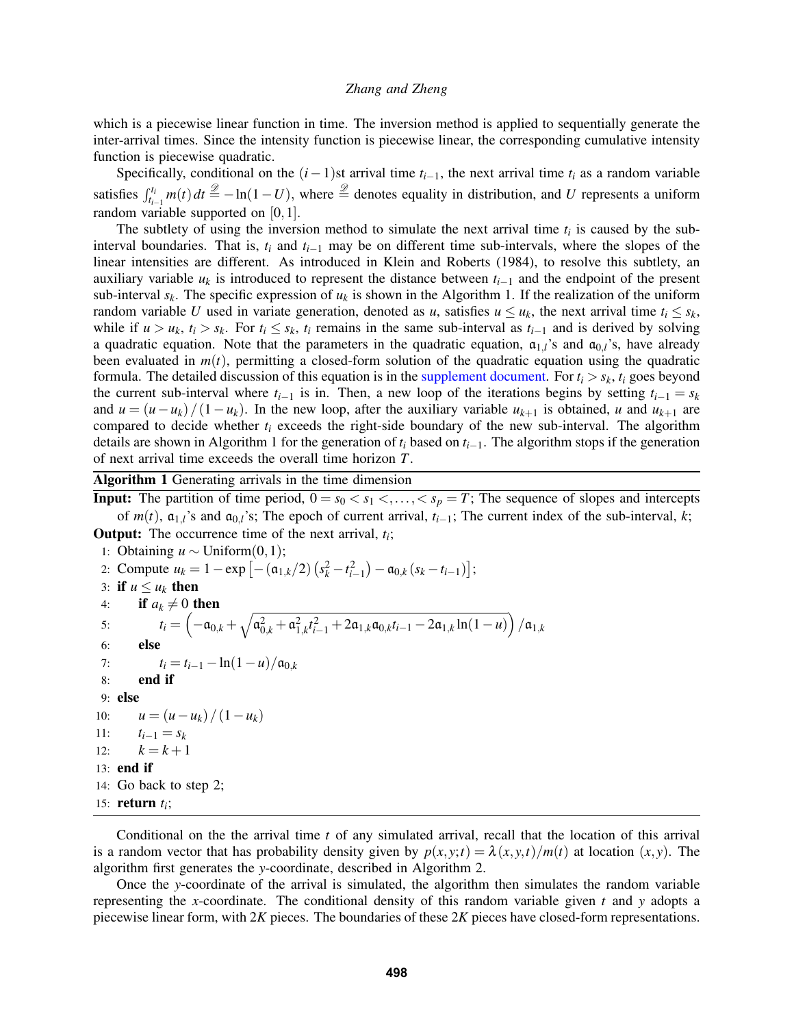which is a piecewise linear function in time. The inversion method is applied to sequentially generate the inter-arrival times. Since the intensity function is piecewise linear, the corresponding cumulative intensity function is piecewise quadratic.

Specifically, conditional on the $(i-1)$st arrival time $t_{i-1}$, the next arrival time $t_i$ as a random variable satisfies $\int_{t_{i-1}}^{t_i} m(t)\,dt \overset{\mathscr{D}}{=} -\ln(1-U)$, where $\overset{\mathscr{D}}{=}$ denotes equality in distribution, and $U$ represents a uniform random variable supported on $[0,1]$.

The subtlety of using the inversion method to simulate the next arrival time $t_i$ is caused by the sub-interval boundaries. That is, $t_i$ and $t_{i-1}$ may be on different time sub-intervals, where the slopes of the linear intensities are different. As introduced in Klein and Roberts (1984), to resolve this subtlety, an auxiliary variable $u_k$ is introduced to represent the distance between $t_{i-1}$ and the endpoint of the present sub-interval $s_k$. The specific expression of $u_k$ is shown in the Algorithm 1. If the realization of the uniform random variable $U$ used in variate generation, denoted as $u$, satisfies $u \le u_k$, the next arrival time $t_i \le s_k$, while if $u > u_k$, $t_i > s_k$. For $t_i \le s_k$, $t_i$ remains in the same sub-interval as $t_{i-1}$ and is derived by solving a quadratic equation. Note that the parameters in the quadratic equation, $\mathfrak{a}_{1,l}$'s and $\mathfrak{a}_{0,l}$'s, have already been evaluated in $m(t)$, permitting a closed-form solution of the quadratic equation using the quadratic formula. The detailed discussion of this equation is in the supplement document. For $t_i > s_k$, $t_i$ goes beyond the current sub-interval where $t_{i-1}$ is in. Then, a new loop of the iterations begins by setting $t_{i-1} = s_k$ and $u = (u-u_k)/(1-u_k)$. In the new loop, after the auxiliary variable $u_{k+1}$ is obtained, $u$ and $u_{k+1}$ are compared to decide whether $t_i$ exceeds the right-side boundary of the new sub-interval. The algorithm details are shown in Algorithm 1 for the generation of $t_i$ based on $t_{i-1}$. The algorithm stops if the generation of next arrival time exceeds the overall time horizon $T$.

**Algorithm 1** Generating arrivals in the time dimension

**Input:** The partition of time period, $0 = s_0 < s_1 <, \ldots, < s_p = T$; The sequence of slopes and intercepts of $m(t)$, $\mathfrak{a}_{1,l}$'s and $\mathfrak{a}_{0,l}$'s; The epoch of current arrival, $t_{i-1}$; The current index of the sub-interval, $k$;

**Output:** The occurrence time of the next arrival, $t_i$;

1: Obtaining $u \sim \text{Uniform}(0,1)$;
2: Compute $u_k = 1 - \exp\left[-(\mathfrak{a}_{1,k}/2)\left(s_k^2 - t_{i-1}^2\right) - \mathfrak{a}_{0,k}\left(s_k - t_{i-1}\right)\right]$;
3: **if** $u \le u_k$ **then**
4: &nbsp;&nbsp;&nbsp;&nbsp;**if** $a_k \neq 0$ **then**
5: &nbsp;&nbsp;&nbsp;&nbsp;&nbsp;&nbsp;&nbsp;&nbsp;$t_i = \left(-\mathfrak{a}_{0,k} + \sqrt{\mathfrak{a}_{0,k}^2 + \mathfrak{a}_{1,k}^2 t_{i-1}^2 + 2\mathfrak{a}_{1,k}\mathfrak{a}_{0,k} t_{i-1} - 2\mathfrak{a}_{1,k}\ln(1-u)}\right)/\mathfrak{a}_{1,k}$
6: &nbsp;&nbsp;&nbsp;&nbsp;**else**
7: &nbsp;&nbsp;&nbsp;&nbsp;&nbsp;&nbsp;&nbsp;&nbsp;$t_i = t_{i-1} - \ln(1-u)/\mathfrak{a}_{0,k}$
8: &nbsp;&nbsp;&nbsp;&nbsp;**end if**
9: **else**
10: &nbsp;&nbsp;&nbsp;&nbsp;$u = (u-u_k)/(1-u_k)$
11: &nbsp;&nbsp;&nbsp;&nbsp;$t_{i-1} = s_k$
12: &nbsp;&nbsp;&nbsp;&nbsp;$k = k+1$
13: **end if**
14: Go back to step 2;
15: **return** $t_i$;

Conditional on the the arrival time $t$ of any simulated arrival, recall that the location of this arrival is a random vector that has probability density given by $p(x,y;t) = \lambda(x,y,t)/m(t)$ at location $(x,y)$. The algorithm first generates the $y$-coordinate, described in Algorithm 2.

Once the $y$-coordinate of the arrival is simulated, the algorithm then simulates the random variable representing the $x$-coordinate. The conditional density of this random variable given $t$ and $y$ adopts a piecewise linear form, with $2K$ pieces. The boundaries of these $2K$ pieces have closed-form representations.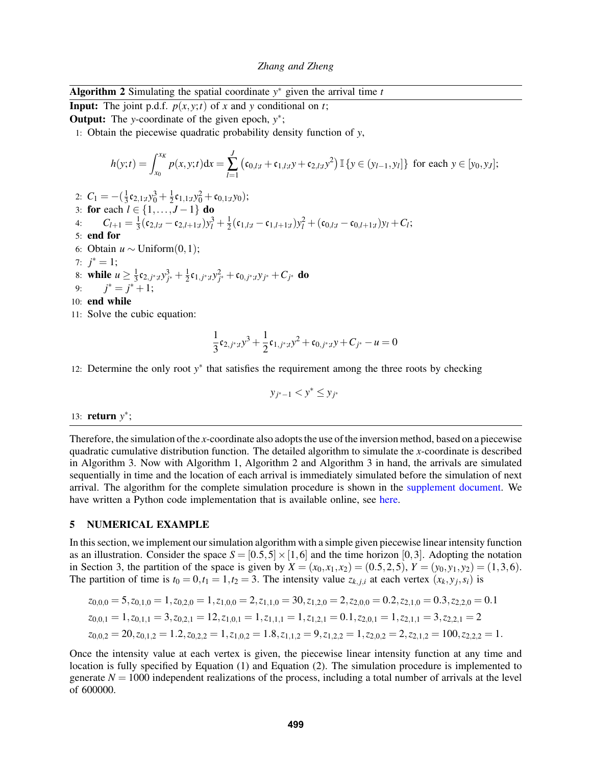**Algorithm 2** Simulating the spatial coordinate $y^*$ given the arrival time $t$

**Input:** The joint p.d.f. $p(x,y;t)$ of $x$ and $y$ conditional on $t$;

**Output:** The $y$-coordinate of the given epoch, $y^*$;

1: Obtain the piecewise quadratic probability density function of $y$,

$$h(y;t) = \int_{x_0}^{x_K} p(x,y;t)\mathrm{d}x = \sum_{l=1}^{J} \left(\mathfrak{c}_{0,l;t} + \mathfrak{c}_{1,l;t}y + \mathfrak{c}_{2,l;t}y^2\right) \mathbb{I}\{y \in (y_{l-1}, y_l]\} \text{ for each } y \in [y_0, y_J];$$

2: $C_1 = -(\frac{1}{3}\mathfrak{c}_{2,1;t}y_0^3 + \frac{1}{2}\mathfrak{c}_{1,1;t}y_0^2 + \mathfrak{c}_{0,1;t}y_0)$;

3: **for** each $l \in \{1,\ldots,J-1\}$ **do**

4: $\quad C_{l+1} = \frac{1}{3}(\mathfrak{c}_{2,l;t} - \mathfrak{c}_{2,l+1;t})y_l^3 + \frac{1}{2}(\mathfrak{c}_{1,l;t} - \mathfrak{c}_{1,l+1;t})y_l^2 + (\mathfrak{c}_{0,l;t} - \mathfrak{c}_{0,l+1;t})y_l + C_l$;

5: **end for**

6: Obtain $u \sim \text{Uniform}(0,1)$;

7: $j^* = 1$;

8: **while** $u \geq \frac{1}{3}\mathfrak{c}_{2,j^*;t}y_{j^*}^3 + \frac{1}{2}\mathfrak{c}_{1,j^*;t}y_{j^*}^2 + \mathfrak{c}_{0,j^*;t}y_{j^*} + C_{j^*}$ **do**

9: $\quad j^* = j^* + 1$;

10: **end while**

11: Solve the cubic equation:

$$\frac{1}{3}\mathfrak{c}_{2,j^*;t}y^3 + \frac{1}{2}\mathfrak{c}_{1,j^*;t}y^2 + \mathfrak{c}_{0,j^*;t}y + C_{j^*} - u = 0$$

12: Determine the only root $y^*$ that satisfies the requirement among the three roots by checking

$$y_{j^*-1} < y^* \leq y_{j^*}$$

13: **return** $y^*$;

Therefore, the simulation of the $x$-coordinate also adopts the use of the inversion method, based on a piecewise quadratic cumulative distribution function. The detailed algorithm to simulate the $x$-coordinate is described in Algorithm 3. Now with Algorithm 1, Algorithm 2 and Algorithm 3 in hand, the arrivals are simulated sequentially in time and the location of each arrival is immediately simulated before the simulation of next arrival. The algorithm for the complete simulation procedure is shown in the supplement document. We have written a Python code implementation that is available online, see here.

## 5 NUMERICAL EXAMPLE

In this section, we implement our simulation algorithm with a simple given piecewise linear intensity function as an illustration. Consider the space $S = [0.5,5] \times [1,6]$ and the time horizon $[0,3]$. Adopting the notation in Section 3, the partition of the space is given by $X = (x_0,x_1,x_2) = (0.5,2,5)$, $Y = (y_0,y_1,y_2) = (1,3,6)$. The partition of time is $t_0 = 0, t_1 = 1, t_2 = 3$. The intensity value $z_{k,j,i}$ at each vertex $(x_k,y_j,s_i)$ is

$$z_{0,0,0} = 5, z_{0,1,0} = 1, z_{0,2,0} = 1, z_{1,0,0} = 2, z_{1,1,0} = 30, z_{1,2,0} = 2, z_{2,0,0} = 0.2, z_{2,1,0} = 0.3, z_{2,2,0} = 0.1$$

$$z_{0,0,1} = 1, z_{0,1,1} = 3, z_{0,2,1} = 12, z_{1,0,1} = 1, z_{1,1,1} = 1, z_{1,2,1} = 0.1, z_{2,0,1} = 1, z_{2,1,1} = 3, z_{2,2,1} = 2$$

$$z_{0,0,2} = 20, z_{0,1,2} = 1.2, z_{0,2,2} = 1, z_{1,0,2} = 1.8, z_{1,1,2} = 9, z_{1,2,2} = 1, z_{2,0,2} = 2, z_{2,1,2} = 100, z_{2,2,2} = 1.$$

Once the intensity value at each vertex is given, the piecewise linear intensity function at any time and location is fully specified by Equation (1) and Equation (2). The simulation procedure is implemented to generate $N = 1000$ independent realizations of the process, including a total number of arrivals at the level of 600000.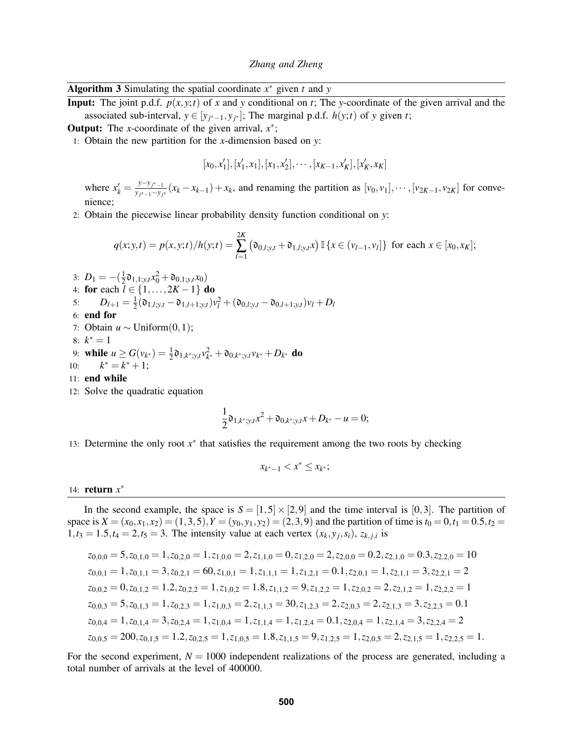**Algorithm 3** Simulating the spatial coordinate $x^*$ given $t$ and $y$

**Input:** The joint p.d.f. $p(x,y;t)$ of $x$ and $y$ conditional on $t$; The $y$-coordinate of the given arrival and the associated sub-interval, $y \in [y_{j^*-1}, y_{j^*}]$; The marginal p.d.f. $h(y;t)$ of $y$ given $t$;

**Output:** The $x$-coordinate of the given arrival, $x^*$;

1: Obtain the new partition for the $x$-dimension based on $y$:

$$[x_0, x'_1], [x'_1, x_1], [x_1, x'_2], \cdots, [x_{K-1}, x'_K], [x'_K, x_K]$$

where $x'_k = \frac{y - y_{j^*-1}}{y_{j^*-1} - y_{j^*}}(x_k - x_{k-1}) + x_k$, and renaming the partition as $[v_0, v_1], \cdots, [v_{2K-1}, v_{2K}]$ for convenience;

2: Obtain the piecewise linear probability density function conditional on $y$:

$$q(x;y,t) = p(x,y;t)/h(y;t) = \sum_{l=1}^{2K} \left(\mathfrak{d}_{0,l;y,t} + \mathfrak{d}_{1,l;y,t} x\right) \mathbb{I}\{x \in (v_{l-1}, v_l]\} \text{ for each } x \in [x_0, x_K];$$

3: $D_1 = -(\frac{1}{2}\mathfrak{d}_{1,1;y,t}x_0^2 + \mathfrak{d}_{0,1;y,t}x_0)$

4: **for** each $l \in \{1, \ldots, 2K-1\}$ **do**

5: $\quad D_{l+1} = \frac{1}{2}(\mathfrak{d}_{1,l;y,t} - \mathfrak{d}_{1,l+1;y,t})v_l^2 + (\mathfrak{d}_{0,l;y,t} - \mathfrak{d}_{0,l+1;y,t})v_l + D_l$

6: **end for**

7: Obtain $u \sim \text{Uniform}(0,1)$;

8: $k^* = 1$

9: **while** $u \geq G(v_{k^*}) = \frac{1}{2}\mathfrak{d}_{1,k^*;y,t}v_{k^*}^2 + \mathfrak{d}_{0,k^*;y,t}v_{k^*} + D_{k^*}$ **do**

10: $\quad k^* = k^* + 1$;

11: **end while**

12: Solve the quadratic equation

$$\frac{1}{2}\mathfrak{d}_{1,k^*;y,t}x^2 + \mathfrak{d}_{0,k^*;y,t}x + D_{k^*} - u = 0;$$

13: Determine the only root $x^*$ that satisfies the requirement among the two roots by checking

$$x_{k^*-1} < x^* \leq x_{k^*};$$

14: **return** $x^*$

In the second example, the space is $S = [1,5] \times [2,9]$ and the time interval is $[0,3]$. The partition of space is $X = (x_0, x_1, x_2) = (1,3,5), Y = (y_0, y_1, y_2) = (2,3,9)$ and the partition of time is $t_0 = 0, t_1 = 0.5, t_2 = 1, t_3 = 1.5, t_4 = 2, t_5 = 3$. The intensity value at each vertex $(x_k, y_j, s_i)$, $z_{k,j,i}$ is

$$z_{0,0,0} = 5, z_{0,1,0} = 1, z_{0,2,0} = 1, z_{1,0,0} = 2, z_{1,1,0} = 0, z_{1,2,0} = 2, z_{2,0,0} = 0.2, z_{2,1,0} = 0.3, z_{2,2,0} = 10$$
$$z_{0,0,1} = 1, z_{0,1,1} = 3, z_{0,2,1} = 60, z_{1,0,1} = 1, z_{1,1,1} = 1, z_{1,2,1} = 0.1, z_{2,0,1} = 1, z_{2,1,1} = 3, z_{2,2,1} = 2$$
$$z_{0,0,2} = 0, z_{0,1,2} = 1.2, z_{0,2,2} = 1, z_{1,0,2} = 1.8, z_{1,1,2} = 9, z_{1,2,2} = 1, z_{2,0,2} = 2, z_{2,1,2} = 1, z_{2,2,2} = 1$$
$$z_{0,0,3} = 5, z_{0,1,3} = 1, z_{0,2,3} = 1, z_{1,0,3} = 2, z_{1,1,3} = 30, z_{1,2,3} = 2, z_{2,0,3} = 2, z_{2,1,3} = 3, z_{2,2,3} = 0.1$$
$$z_{0,0,4} = 1, z_{0,1,4} = 3, z_{0,2,4} = 1, z_{1,0,4} = 1, z_{1,1,4} = 1, z_{1,2,4} = 0.1, z_{2,0,4} = 1, z_{2,1,4} = 3, z_{2,2,4} = 2$$
$$z_{0,0,5} = 200, z_{0,1,5} = 1.2, z_{0,2,5} = 1, z_{1,0,5} = 1.8, z_{1,1,5} = 9, z_{1,2,5} = 1, z_{2,0,5} = 2, z_{2,1,5} = 1, z_{2,2,5} = 1.$$

For the second experiment, $N = 1000$ independent realizations of the process are generated, including a total number of arrivals at the level of 400000.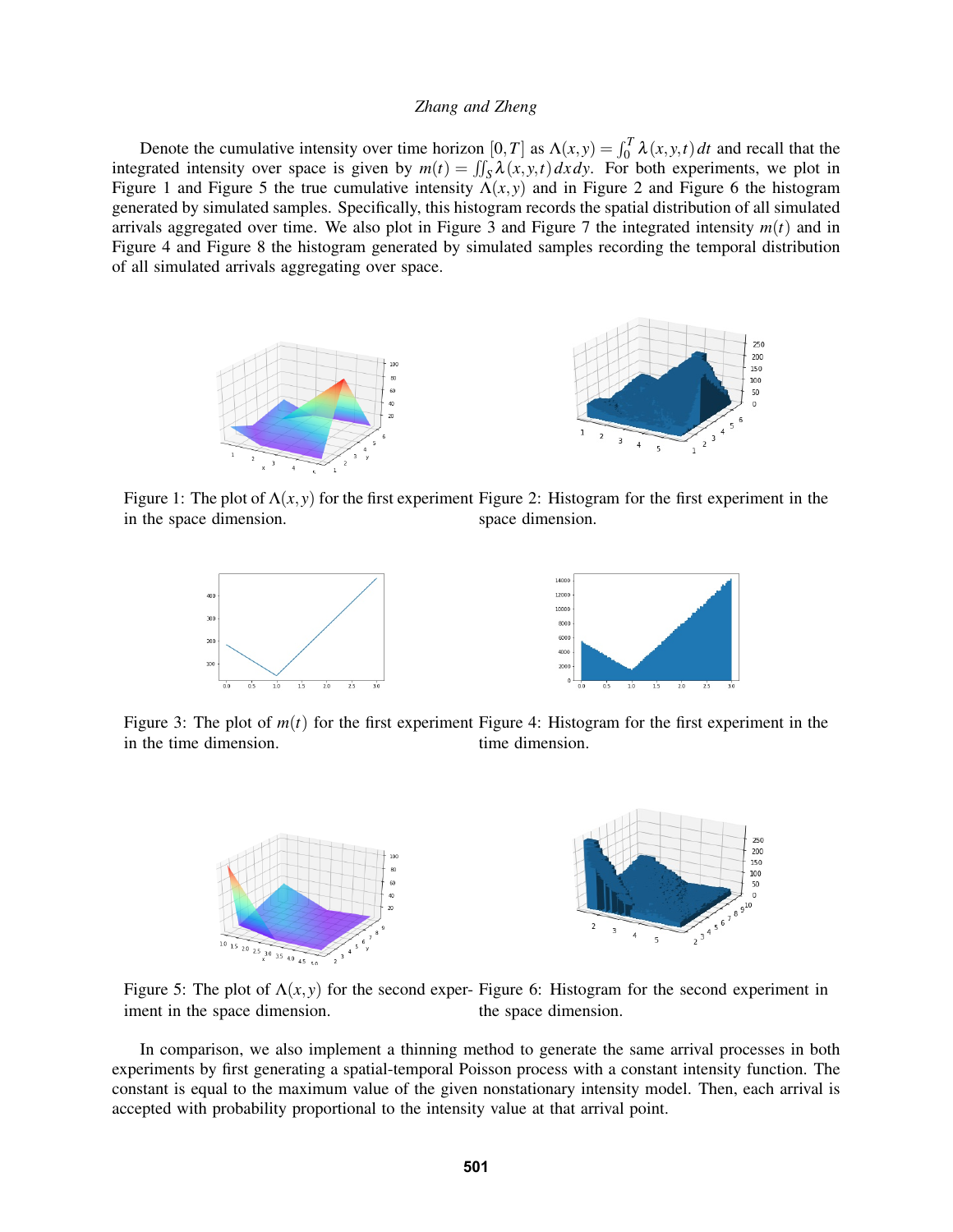Denote the cumulative intensity over time horizon $[0,T]$ as $\Lambda(x,y) = \int_0^T \lambda(x,y,t)\,dt$ and recall that the integrated intensity over space is given by $m(t) = \iint_S \lambda(x,y,t)\,dx\,dy$. For both experiments, we plot in Figure 1 and Figure 5 the true cumulative intensity $\Lambda(x,y)$ and in Figure 2 and Figure 6 the histogram generated by simulated samples. Specifically, this histogram records the spatial distribution of all simulated arrivals aggregated over time. We also plot in Figure 3 and Figure 7 the integrated intensity $m(t)$ and in Figure 4 and Figure 8 the histogram generated by simulated samples recording the temporal distribution of all simulated arrivals aggregating over space.

Figure 1: The plot of $\Lambda(x,y)$ for the first experiment in the space dimension.

Figure 2: Histogram for the first experiment in the space dimension.

Figure 3: The plot of $m(t)$ for the first experiment in the time dimension.

Figure 4: Histogram for the first experiment in the time dimension.

Figure 5: The plot of $\Lambda(x,y)$ for the second experiment in the space dimension.

Figure 6: Histogram for the second experiment in the space dimension.

In comparison, we also implement a thinning method to generate the same arrival processes in both experiments by first generating a spatial-temporal Poisson process with a constant intensity function. The constant is equal to the maximum value of the given nonstationary intensity model. Then, each arrival is accepted with probability proportional to the intensity value at that arrival point.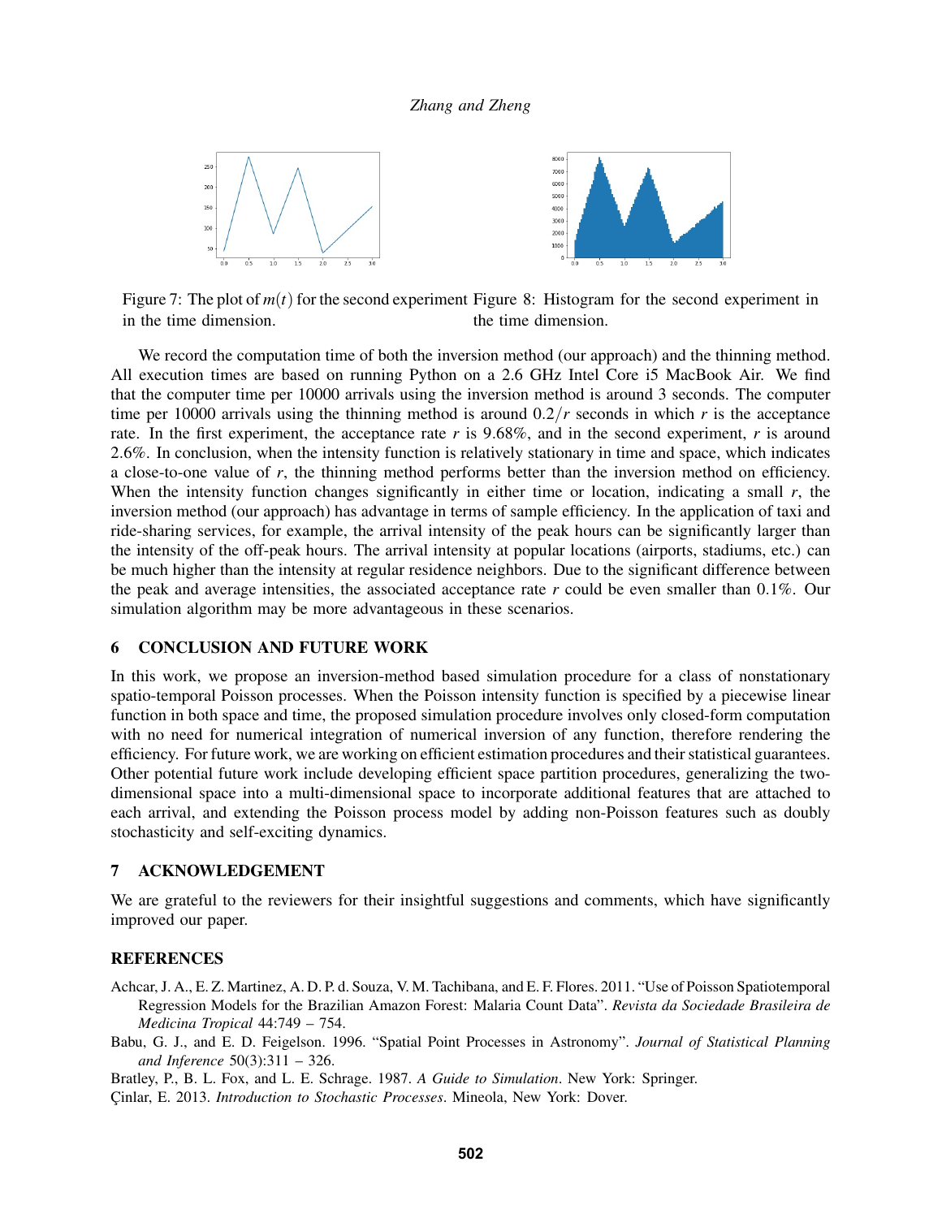Figure 7: The plot of $m(t)$ for the second experiment in the time dimension.

Figure 8: Histogram for the second experiment in the time dimension.

We record the computation time of both the inversion method (our approach) and the thinning method. All execution times are based on running Python on a 2.6 GHz Intel Core i5 MacBook Air. We find that the computer time per 10000 arrivals using the inversion method is around 3 seconds. The computer time per 10000 arrivals using the thinning method is around $0.2/r$ seconds in which $r$ is the acceptance rate. In the first experiment, the acceptance rate $r$ is 9.68%, and in the second experiment, $r$ is around 2.6%. In conclusion, when the intensity function is relatively stationary in time and space, which indicates a close-to-one value of $r$, the thinning method performs better than the inversion method on efficiency. When the intensity function changes significantly in either time or location, indicating a small $r$, the inversion method (our approach) has advantage in terms of sample efficiency. In the application of taxi and ride-sharing services, for example, the arrival intensity of the peak hours can be significantly larger than the intensity of the off-peak hours. The arrival intensity at popular locations (airports, stadiums, etc.) can be much higher than the intensity at regular residence neighbors. Due to the significant difference between the peak and average intensities, the associated acceptance rate $r$ could be even smaller than 0.1%. Our simulation algorithm may be more advantageous in these scenarios.

## 6 CONCLUSION AND FUTURE WORK

In this work, we propose an inversion-method based simulation procedure for a class of nonstationary spatio-temporal Poisson processes. When the Poisson intensity function is specified by a piecewise linear function in both space and time, the proposed simulation procedure involves only closed-form computation with no need for numerical integration of numerical inversion of any function, therefore rendering the efficiency. For future work, we are working on efficient estimation procedures and their statistical guarantees. Other potential future work include developing efficient space partition procedures, generalizing the two-dimensional space into a multi-dimensional space to incorporate additional features that are attached to each arrival, and extending the Poisson process model by adding non-Poisson features such as doubly stochasticity and self-exciting dynamics.

## 7 ACKNOWLEDGEMENT

We are grateful to the reviewers for their insightful suggestions and comments, which have significantly improved our paper.

## REFERENCES

Achcar, J. A., E. Z. Martinez, A. D. P. d. Souza, V. M. Tachibana, and E. F. Flores. 2011. "Use of Poisson Spatiotemporal Regression Models for the Brazilian Amazon Forest: Malaria Count Data". *Revista da Sociedade Brasileira de Medicina Tropical* 44:749 – 754.

Babu, G. J., and E. D. Feigelson. 1996. "Spatial Point Processes in Astronomy". *Journal of Statistical Planning and Inference* 50(3):311 – 326.

Bratley, P., B. L. Fox, and L. E. Schrage. 1987. *A Guide to Simulation*. New York: Springer.

Çinlar, E. 2013. *Introduction to Stochastic Processes*. Mineola, New York: Dover.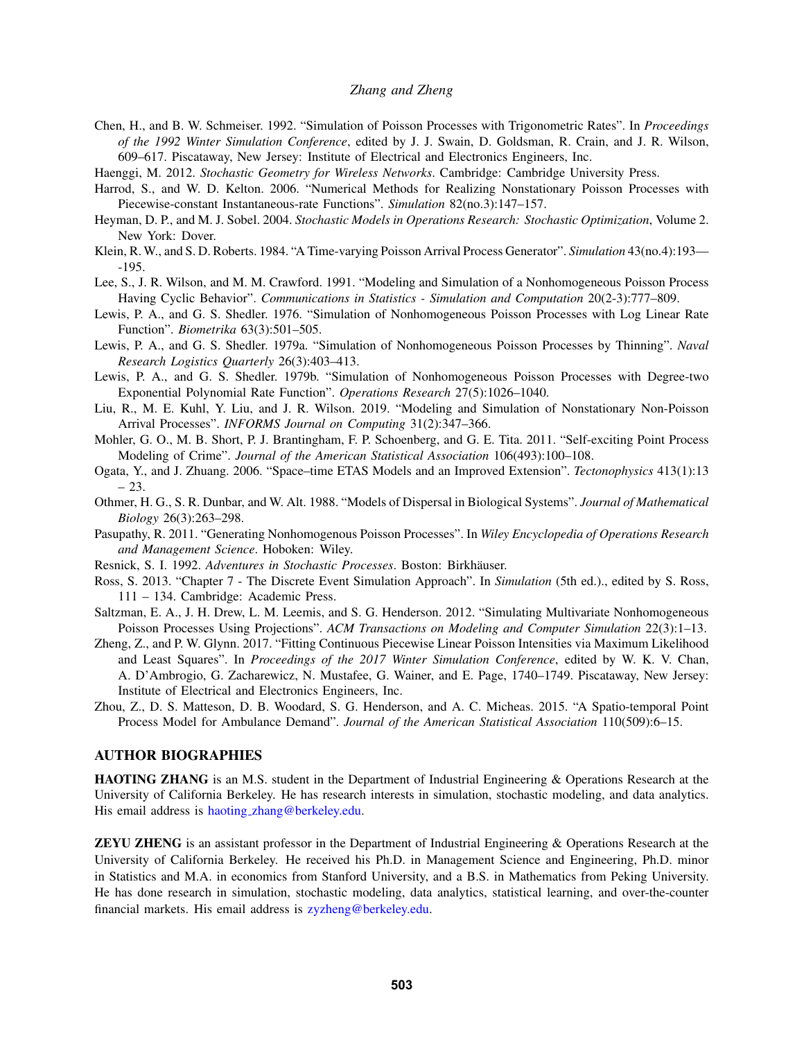Chen, H., and B. W. Schmeiser. 1992. "Simulation of Poisson Processes with Trigonometric Rates". In *Proceedings of the 1992 Winter Simulation Conference*, edited by J. J. Swain, D. Goldsman, R. Crain, and J. R. Wilson, 609–617. Piscataway, New Jersey: Institute of Electrical and Electronics Engineers, Inc.

Haenggi, M. 2012. *Stochastic Geometry for Wireless Networks*. Cambridge: Cambridge University Press.

Harrod, S., and W. D. Kelton. 2006. "Numerical Methods for Realizing Nonstationary Poisson Processes with Piecewise-constant Instantaneous-rate Functions". *Simulation* 82(no.3):147–157.

Heyman, D. P., and M. J. Sobel. 2004. *Stochastic Models in Operations Research: Stochastic Optimization*, Volume 2. New York: Dover.

Klein, R. W., and S. D. Roberts. 1984. "A Time-varying Poisson Arrival Process Generator". *Simulation* 43(no.4):193—-195.

Lee, S., J. R. Wilson, and M. M. Crawford. 1991. "Modeling and Simulation of a Nonhomogeneous Poisson Process Having Cyclic Behavior". *Communications in Statistics - Simulation and Computation* 20(2-3):777–809.

Lewis, P. A., and G. S. Shedler. 1976. "Simulation of Nonhomogeneous Poisson Processes with Log Linear Rate Function". *Biometrika* 63(3):501–505.

Lewis, P. A., and G. S. Shedler. 1979a. "Simulation of Nonhomogeneous Poisson Processes by Thinning". *Naval Research Logistics Quarterly* 26(3):403–413.

Lewis, P. A., and G. S. Shedler. 1979b. "Simulation of Nonhomogeneous Poisson Processes with Degree-two Exponential Polynomial Rate Function". *Operations Research* 27(5):1026–1040.

Liu, R., M. E. Kuhl, Y. Liu, and J. R. Wilson. 2019. "Modeling and Simulation of Nonstationary Non-Poisson Arrival Processes". *INFORMS Journal on Computing* 31(2):347–366.

Mohler, G. O., M. B. Short, P. J. Brantingham, F. P. Schoenberg, and G. E. Tita. 2011. "Self-exciting Point Process Modeling of Crime". *Journal of the American Statistical Association* 106(493):100–108.

Ogata, Y., and J. Zhuang. 2006. "Space–time ETAS Models and an Improved Extension". *Tectonophysics* 413(1):13 – 23.

Othmer, H. G., S. R. Dunbar, and W. Alt. 1988. "Models of Dispersal in Biological Systems". *Journal of Mathematical Biology* 26(3):263–298.

Pasupathy, R. 2011. "Generating Nonhomogenous Poisson Processes". In *Wiley Encyclopedia of Operations Research and Management Science*. Hoboken: Wiley.

Resnick, S. I. 1992. *Adventures in Stochastic Processes*. Boston: Birkhäuser.

Ross, S. 2013. "Chapter 7 - The Discrete Event Simulation Approach". In *Simulation* (5th ed.)., edited by S. Ross, 111 – 134. Cambridge: Academic Press.

Saltzman, E. A., J. H. Drew, L. M. Leemis, and S. G. Henderson. 2012. "Simulating Multivariate Nonhomogeneous Poisson Processes Using Projections". *ACM Transactions on Modeling and Computer Simulation* 22(3):1–13.

Zheng, Z., and P. W. Glynn. 2017. "Fitting Continuous Piecewise Linear Poisson Intensities via Maximum Likelihood and Least Squares". In *Proceedings of the 2017 Winter Simulation Conference*, edited by W. K. V. Chan, A. D'Ambrogio, G. Zacharewicz, N. Mustafee, G. Wainer, and E. Page, 1740–1749. Piscataway, New Jersey: Institute of Electrical and Electronics Engineers, Inc.

Zhou, Z., D. S. Matteson, D. B. Woodard, S. G. Henderson, and A. C. Micheas. 2015. "A Spatio-temporal Point Process Model for Ambulance Demand". *Journal of the American Statistical Association* 110(509):6–15.

## AUTHOR BIOGRAPHIES

**HAOTING ZHANG** is an M.S. student in the Department of Industrial Engineering & Operations Research at the University of California Berkeley. He has research interests in simulation, stochastic modeling, and data analytics. His email address is haoting_zhang@berkeley.edu.

**ZEYU ZHENG** is an assistant professor in the Department of Industrial Engineering & Operations Research at the University of California Berkeley. He received his Ph.D. in Management Science and Engineering, Ph.D. minor in Statistics and M.A. in economics from Stanford University, and a B.S. in Mathematics from Peking University. He has done research in simulation, stochastic modeling, data analytics, statistical learning, and over-the-counter financial markets. His email address is zyzheng@berkeley.edu.